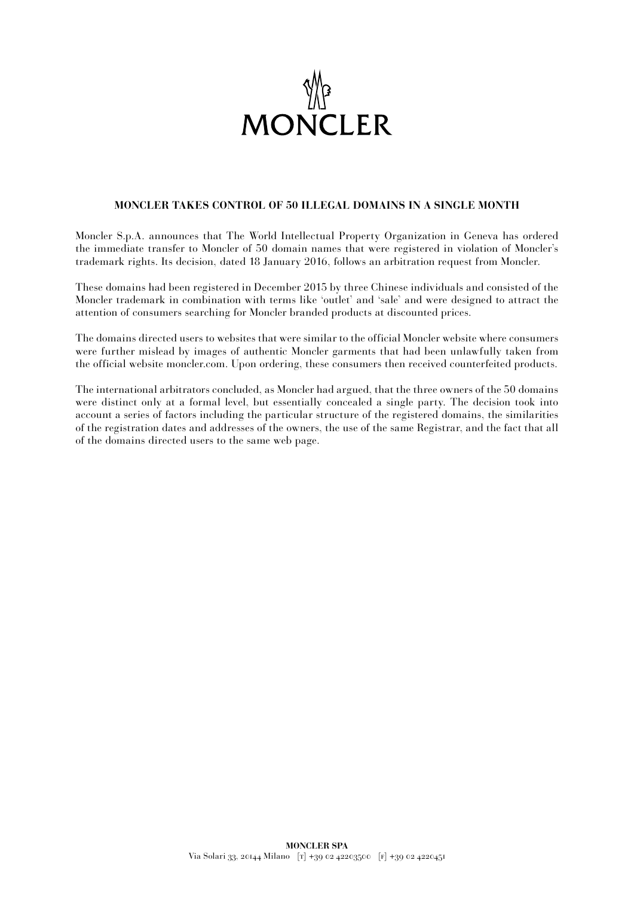# MONCLER TAKES CONTROL OF 50 ILLEGAL DOMAINS IN A SINGLE MONTH

Moncler S.p.A. announces that The World Intellectual Property Organization in Geneva has ordered the immediate transfer to Moncler of 50 domain names that were registered in violation of Moncler's trademark rights. Its decision, dated 18 January 2016, follows an arbitration request from Moncler.

These domains had been registered in December 2015 by three Chinese individuals and consisted of the Moncler trademark in combination with terms like 'outlet' and 'sale' and were designed to attract the attention of consumers searching for Moncler branded products at discounted prices.

The domains directed users to websites that were similar to the official Moncler website where consumers were further mislead by images of authentic Moncler garments that had been unlawfully taken from the official website moncler.com. Upon ordering, these consumers then received counterfeited products.

The international arbitrators concluded, as Moncler had argued, that the three owners of the 50 domains were distinct only at a formal level, but essentially concealed a single party. The decision took into account a series of factors including the particular structure of the registered domains, the similarities of the registration dates and addresses of the owners, the use of the same Registrar, and the fact that all of the domains directed users to the same web page.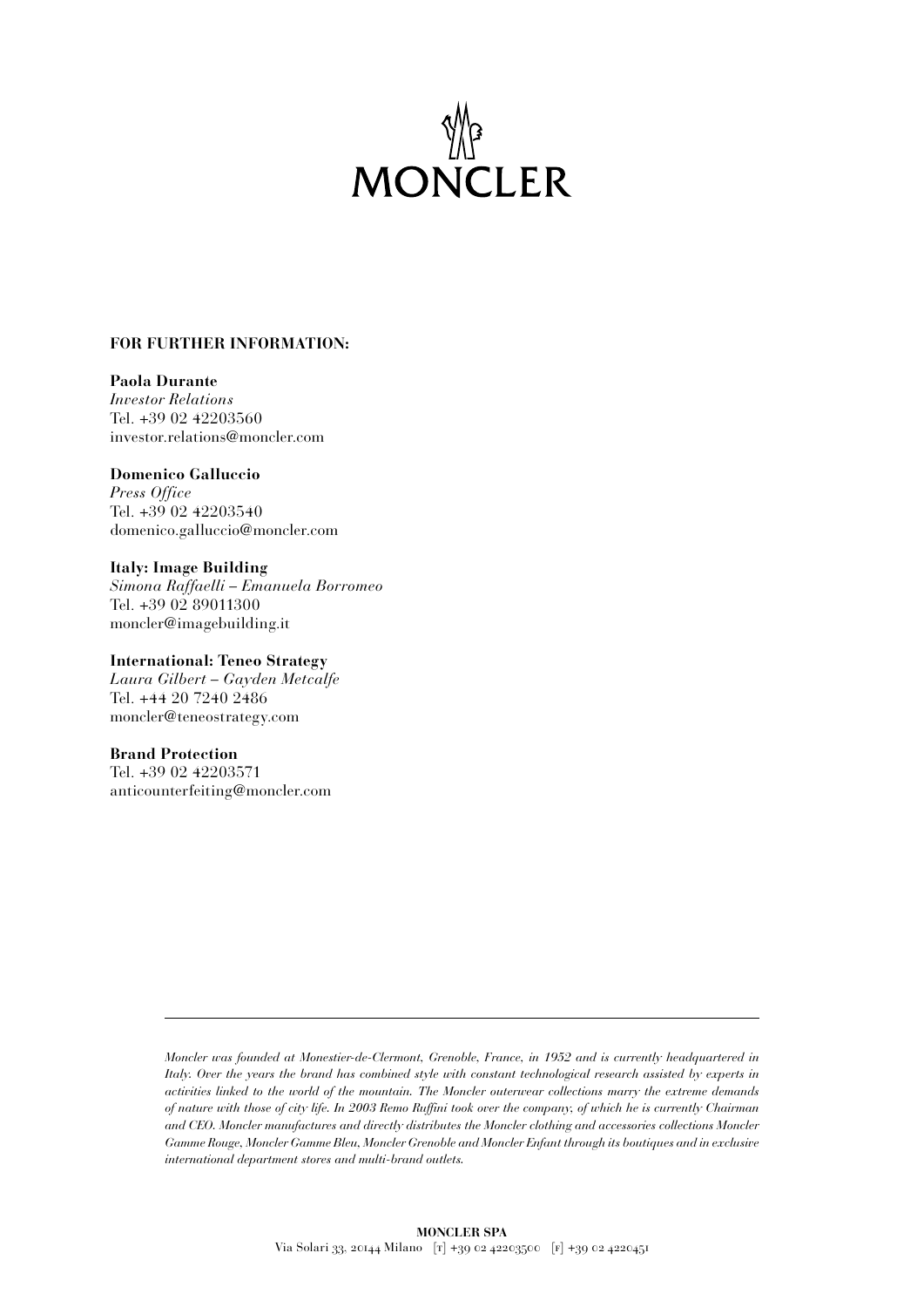MONCLER

**FOR FURTHER INFORMATION:**

**Paola Durante**
*Investor Relations*
Tel. +39 02 42203560
investor.relations@moncler.com

**Domenico Galluccio**
*Press Office*
Tel. +39 02 42203540
domenico.galluccio@moncler.com

**Italy: Image Building**
*Simona Raffaelli – Emanuela Borromeo*
Tel. +39 02 89011300
moncler@imagebuilding.it

**International: Teneo Strategy**
*Laura Gilbert – Gayden Metcalfe*
Tel. +44 20 7240 2486
moncler@teneostrategy.com

**Brand Protection**
Tel. +39 02 42203571
anticounterfeiting@moncler.com

---

*Moncler was founded at Monestier-de-Clermont, Grenoble, France, in 1952 and is currently headquartered in Italy. Over the years the brand has combined style with constant technological research assisted by experts in activities linked to the world of the mountain. The Moncler outerwear collections marry the extreme demands of nature with those of city life. In 2003 Remo Ruffini took over the company, of which he is currently Chairman and CEO. Moncler manufactures and directly distributes the Moncler clothing and accessories collections Moncler Gamme Rouge, Moncler Gamme Bleu, Moncler Grenoble and Moncler Enfant through its boutiques and in exclusive international department stores and multi-brand outlets.*

**MONCLER SPA**
Via Solari 33, 20144 Milano [T] +39 02 42203500 [F] +39 02 4220451